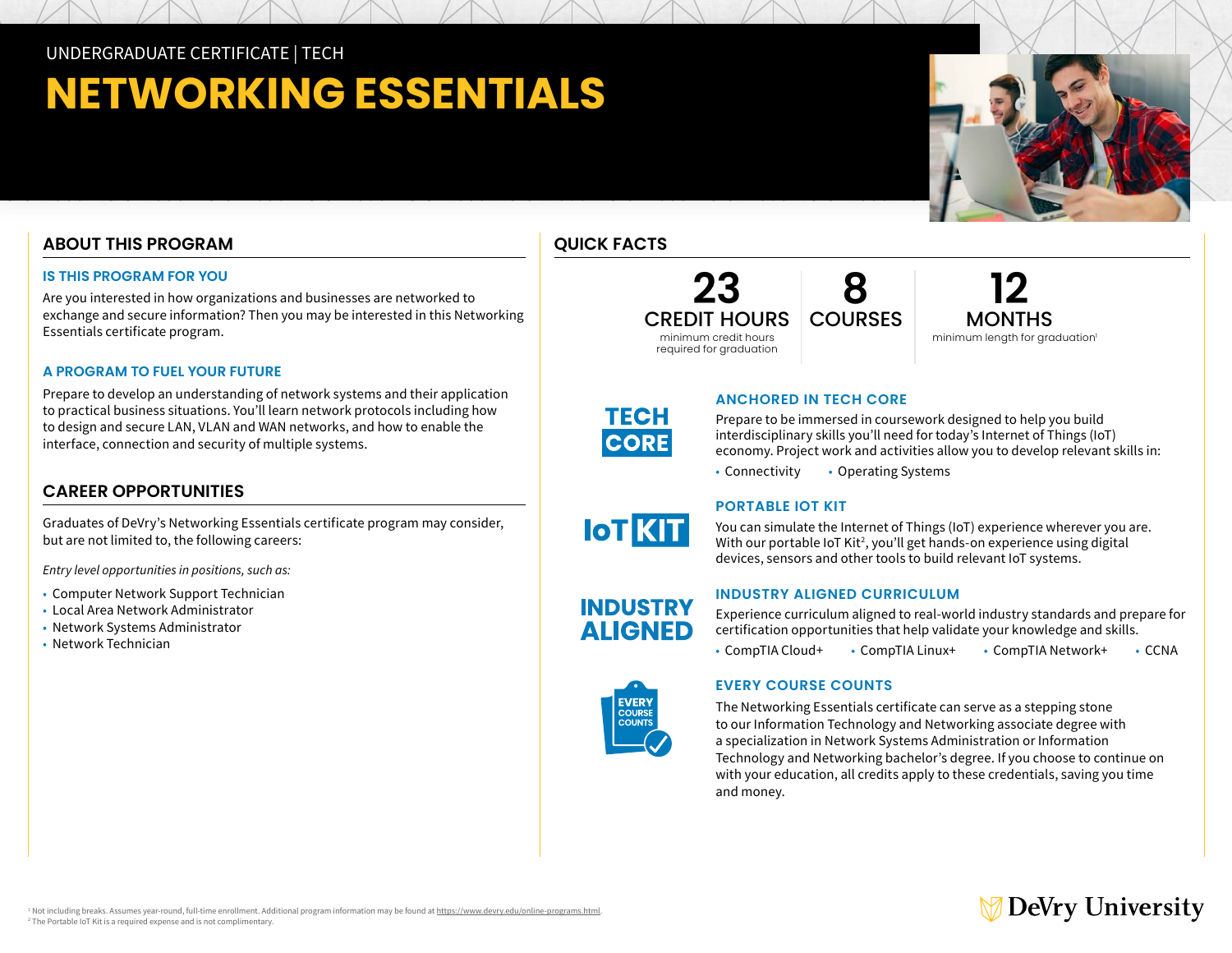UNDERGRADUATE CERTIFICATE | TECH

# NETWORKING ESSENTIALS

## ABOUT THIS PROGRAM

### IS THIS PROGRAM FOR YOU

Are you interested in how organizations and businesses are networked to exchange and secure information? Then you may be interested in this Networking Essentials certificate program.

### A PROGRAM TO FUEL YOUR FUTURE

Prepare to develop an understanding of network systems and their application to practical business situations. You'll learn network protocols including how to design and secure LAN, VLAN and WAN networks, and how to enable the interface, connection and security of multiple systems.

## CAREER OPPORTUNITIES

Graduates of DeVry's Networking Essentials certificate program may consider, but are not limited to, the following careers:

*Entry level opportunities in positions, such as:*

- Computer Network Support Technician
- Local Area Network Administrator
- Network Systems Administrator
- Network Technician

## QUICK FACTS

**23** CREDIT HOURS
minimum credit hours required for graduation

**8** COURSES

**12** MONTHS
minimum length for graduation[1]

### ANCHORED IN TECH CORE

Prepare to be immersed in coursework designed to help you build interdisciplinary skills you'll need for today's Internet of Things (IoT) economy. Project work and activities allow you to develop relevant skills in:

- Connectivity
- Operating Systems

### PORTABLE IOT KIT

You can simulate the Internet of Things (IoT) experience wherever you are. With our portable IoT Kit[2], you'll get hands-on experience using digital devices, sensors and other tools to build relevant IoT systems.

### INDUSTRY ALIGNED CURRICULUM

Experience curriculum aligned to real-world industry standards and prepare for certification opportunities that help validate your knowledge and skills.

- CompTIA Cloud+
- CompTIA Linux+
- CompTIA Network+
- CCNA

### EVERY COURSE COUNTS

The Networking Essentials certificate can serve as a stepping stone to our Information Technology and Networking associate degree with a specialization in Network Systems Administration or Information Technology and Networking bachelor's degree. If you choose to continue on with your education, all credits apply to these credentials, saving you time and money.

[1] Not including breaks. Assumes year-round, full-time enrollment. Additional program information may be found at https://www.devry.edu/online-programs.html.
[2] The Portable IoT Kit is a required expense and is not complimentary.

DeVry University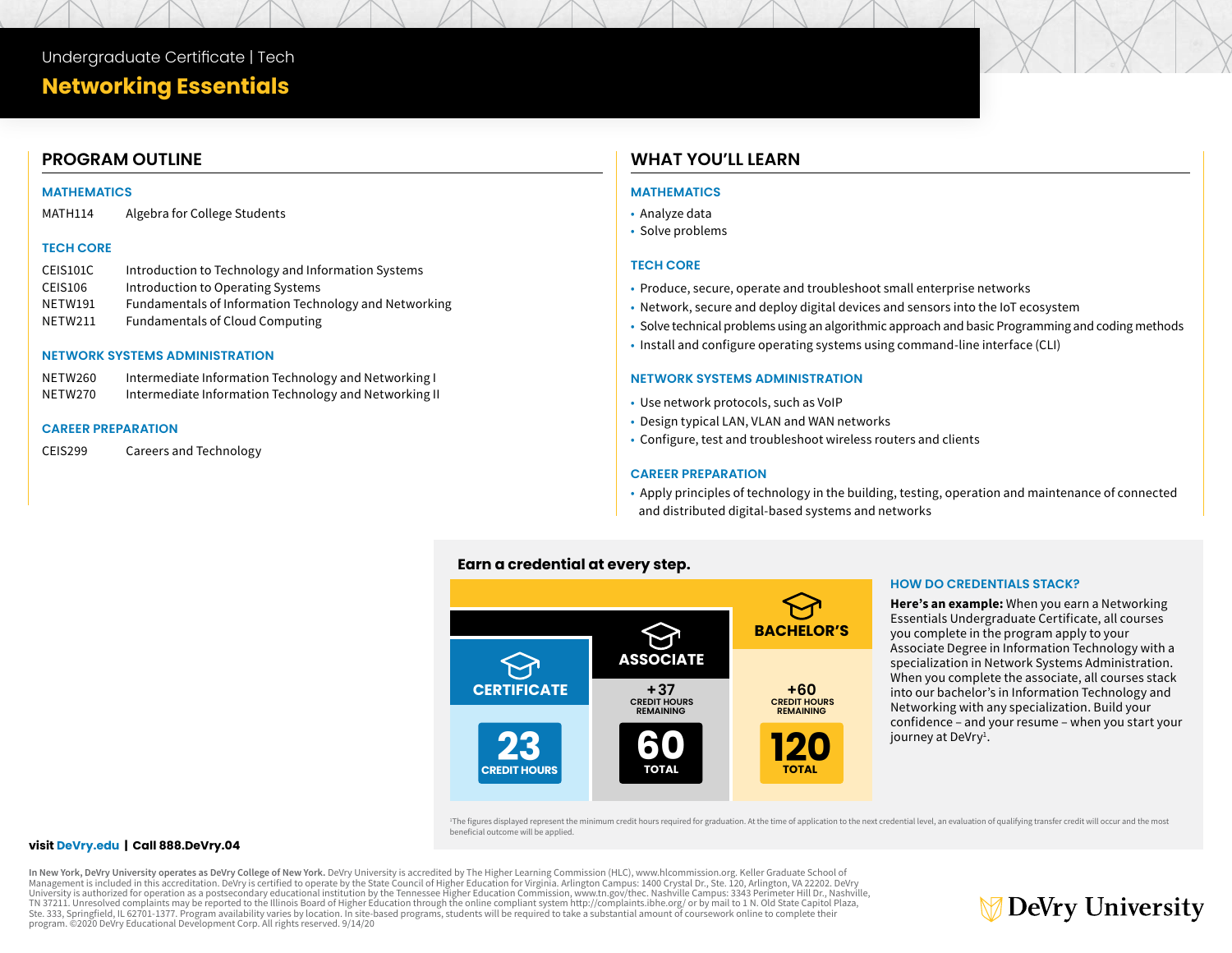Undergraduate Certificate | Tech

# Networking Essentials

## PROGRAM OUTLINE

### MATHEMATICS

| | |
|---|---|
| MATH114 | Algebra for College Students |

### TECH CORE

| | |
|---|---|
| CEIS101C | Introduction to Technology and Information Systems |
| CEIS106 | Introduction to Operating Systems |
| NETW191 | Fundamentals of Information Technology and Networking |
| NETW211 | Fundamentals of Cloud Computing |

### NETWORK SYSTEMS ADMINISTRATION

| | |
|---|---|
| NETW260 | Intermediate Information Technology and Networking I |
| NETW270 | Intermediate Information Technology and Networking II |

### CAREER PREPARATION

| | |
|---|---|
| CEIS299 | Careers and Technology |

## WHAT YOU'LL LEARN

### MATHEMATICS

- Analyze data
- Solve problems

### TECH CORE

- Produce, secure, operate and troubleshoot small enterprise networks
- Network, secure and deploy digital devices and sensors into the IoT ecosystem
- Solve technical problems using an algorithmic approach and basic Programming and coding methods
- Install and configure operating systems using command-line interface (CLI)

### NETWORK SYSTEMS ADMINISTRATION

- Use network protocols, such as VoIP
- Design typical LAN, VLAN and WAN networks
- Configure, test and troubleshoot wireless routers and clients

### CAREER PREPARATION

- Apply principles of technology in the building, testing, operation and maintenance of connected and distributed digital-based systems and networks

**Earn a credential at every step.**

CERTIFICATE
23
CREDIT HOURS

ASSOCIATE
+37
CREDIT HOURS REMAINING
60
TOTAL

BACHELOR'S
+60
CREDIT HOURS REMAINING
120
TOTAL

### HOW DO CREDENTIALS STACK?

**Here's an example:** When you earn a Networking Essentials Undergraduate Certificate, all courses you complete in the program apply to your Associate Degree in Information Technology with a specialization in Network Systems Administration. When you complete the associate, all courses stack into our bachelor's in Information Technology and Networking with any specialization. Build your confidence – and your resume – when you start your journey at DeVry[1].

[1]The figures displayed represent the minimum credit hours required for graduation. At the time of application to the next credential level, an evaluation of qualifying transfer credit will occur and the most beneficial outcome will be applied.

**visit DeVry.edu | Call 888.DeVry.04**

**In New York, DeVry University operates as DeVry College of New York.** DeVry University is accredited by The Higher Learning Commission (HLC), www.hlcommission.org. Keller Graduate School of Management is included in this accreditation. DeVry is certified to operate by the State Council of Higher Education for Virginia. Arlington Campus: 1400 Crystal Dr., Ste. 120, Arlington, VA 22202. DeVry University is authorized for operation as a postsecondary educational institution by the Tennessee Higher Education Commission, www.tn.gov/thec. Nashville Campus: 3343 Perimeter Hill Dr., Nashville, TN 37211. Unresolved complaints may be reported to the Illinois Board of Higher Education through the online compliant system http://complaints.ibhe.org/ or by mail to 1 N. Old State Capitol Plaza, Ste. 333, Springfield, IL 62701-1377. Program availability varies by location. In site-based programs, students will be required to take a substantial amount of coursework online to complete their program. ©2020 DeVry Educational Development Corp. All rights reserved. 9/14/20

DeVry University